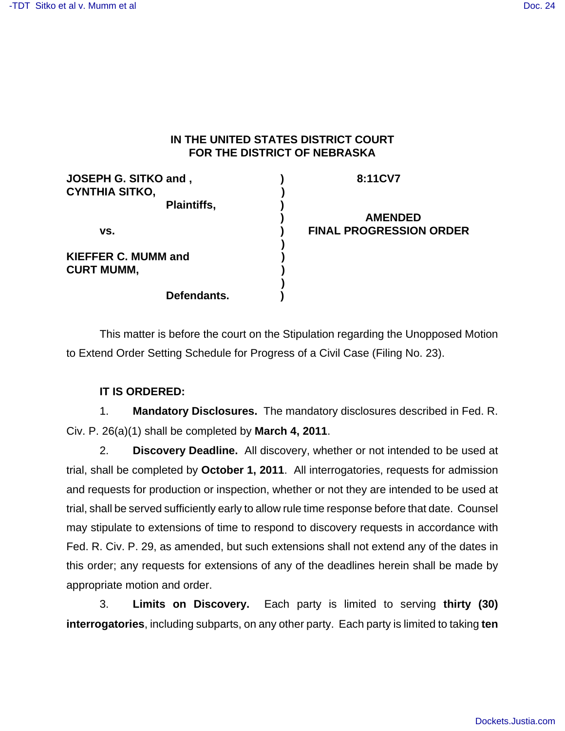**IN THE UNITED STATES DISTRICT COURT**
**FOR THE DISTRICT OF NEBRASKA**

| | | |
|---|---|---|
| **JOSEPH G. SITKO and , CYNTHIA SITKO,** | ) | **8:11CV7** |
| **Plaintiffs,** | ) | |
| **vs.** | ) | **AMENDED FINAL PROGRESSION ORDER** |
| **KIEFFER C. MUMM and CURT MUMM,** | ) | |
| **Defendants.** | ) | |

This matter is before the court on the Stipulation regarding the Unopposed Motion to Extend Order Setting Schedule for Progress of a Civil Case (Filing No. 23).

**IT IS ORDERED:**

1. **Mandatory Disclosures.** The mandatory disclosures described in Fed. R. Civ. P. 26(a)(1) shall be completed by **March 4, 2011**.

2. **Discovery Deadline.** All discovery, whether or not intended to be used at trial, shall be completed by **October 1, 2011**. All interrogatories, requests for admission and requests for production or inspection, whether or not they are intended to be used at trial, shall be served sufficiently early to allow rule time response before that date. Counsel may stipulate to extensions of time to respond to discovery requests in accordance with Fed. R. Civ. P. 29, as amended, but such extensions shall not extend any of the dates in this order; any requests for extensions of any of the deadlines herein shall be made by appropriate motion and order.

3. **Limits on Discovery.** Each party is limited to serving **thirty (30) interrogatories**, including subparts, on any other party. Each party is limited to taking **ten**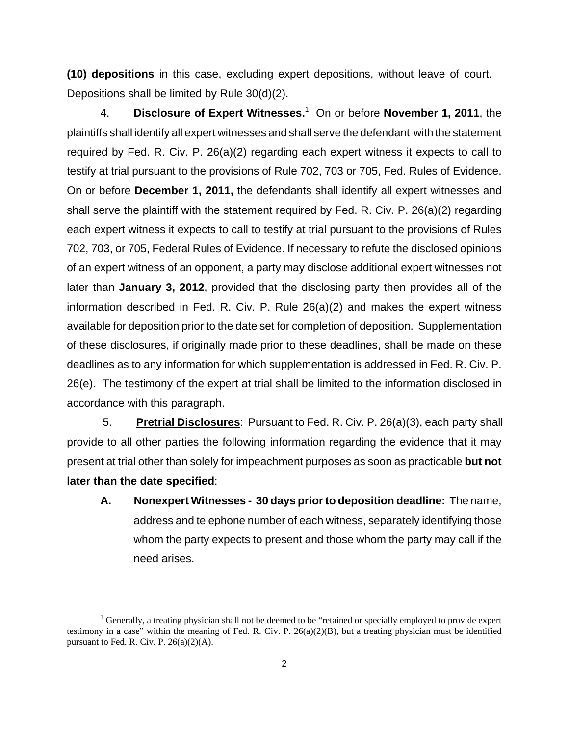**(10) depositions** in this case, excluding expert depositions, without leave of court. Depositions shall be limited by Rule 30(d)(2).

4. **Disclosure of Expert Witnesses.**[1] On or before **November 1, 2011**, the plaintiffs shall identify all expert witnesses and shall serve the defendant with the statement required by Fed. R. Civ. P. 26(a)(2) regarding each expert witness it expects to call to testify at trial pursuant to the provisions of Rule 702, 703 or 705, Fed. Rules of Evidence. On or before **December 1, 2011,** the defendants shall identify all expert witnesses and shall serve the plaintiff with the statement required by Fed. R. Civ. P. 26(a)(2) regarding each expert witness it expects to call to testify at trial pursuant to the provisions of Rules 702, 703, or 705, Federal Rules of Evidence. If necessary to refute the disclosed opinions of an expert witness of an opponent, a party may disclose additional expert witnesses not later than **January 3, 2012**, provided that the disclosing party then provides all of the information described in Fed. R. Civ. P. Rule 26(a)(2) and makes the expert witness available for deposition prior to the date set for completion of deposition. Supplementation of these disclosures, if originally made prior to these deadlines, shall be made on these deadlines as to any information for which supplementation is addressed in Fed. R. Civ. P. 26(e). The testimony of the expert at trial shall be limited to the information disclosed in accordance with this paragraph.

5. **Pretrial Disclosures**: Pursuant to Fed. R. Civ. P. 26(a)(3), each party shall provide to all other parties the following information regarding the evidence that it may present at trial other than solely for impeachment purposes as soon as practicable **but not later than the date specified**:

**A. Nonexpert Witnesses - 30 days prior to deposition deadline:** The name, address and telephone number of each witness, separately identifying those whom the party expects to present and those whom the party may call if the need arises.

---

[1] Generally, a treating physician shall not be deemed to be "retained or specially employed to provide expert testimony in a case" within the meaning of Fed. R. Civ. P. 26(a)(2)(B), but a treating physician must be identified pursuant to Fed. R. Civ. P. 26(a)(2)(A).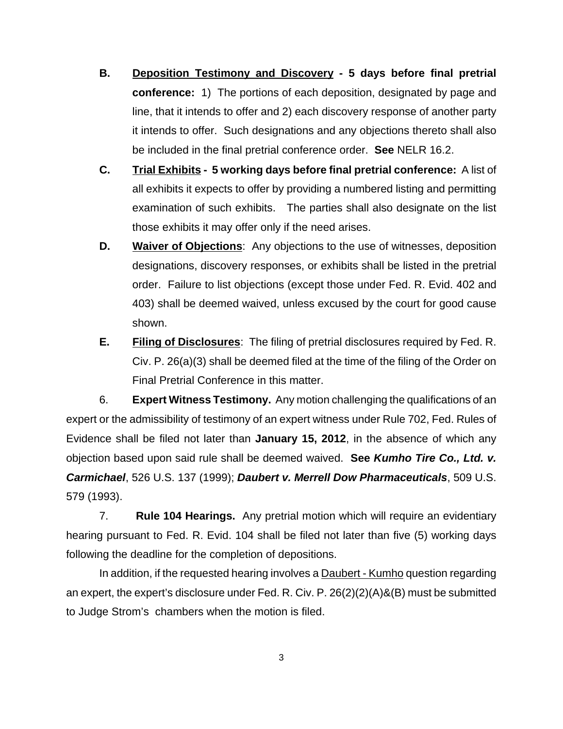**B.** **<u>Deposition Testimony and Discovery</u> - 5 days before final pretrial conference:** 1) The portions of each deposition, designated by page and line, that it intends to offer and 2) each discovery response of another party it intends to offer. Such designations and any objections thereto shall also be included in the final pretrial conference order. **See** NELR 16.2.

**C.** **<u>Trial Exhibits</u> - 5 working days before final pretrial conference:** A list of all exhibits it expects to offer by providing a numbered listing and permitting examination of such exhibits. The parties shall also designate on the list those exhibits it may offer only if the need arises.

**D.** **<u>Waiver of Objections</u>**: Any objections to the use of witnesses, deposition designations, discovery responses, or exhibits shall be listed in the pretrial order. Failure to list objections (except those under Fed. R. Evid. 402 and 403) shall be deemed waived, unless excused by the court for good cause shown.

**E.** **<u>Filing of Disclosures</u>**: The filing of pretrial disclosures required by Fed. R. Civ. P. 26(a)(3) shall be deemed filed at the time of the filing of the Order on Final Pretrial Conference in this matter.

6. **Expert Witness Testimony.** Any motion challenging the qualifications of an expert or the admissibility of testimony of an expert witness under Rule 702, Fed. Rules of Evidence shall be filed not later than **January 15, 2012**, in the absence of which any objection based upon said rule shall be deemed waived. **See** ***Kumho Tire Co., Ltd. v. Carmichael***, 526 U.S. 137 (1999); ***Daubert v. Merrell Dow Pharmaceuticals***, 509 U.S. 579 (1993).

7. **Rule 104 Hearings.** Any pretrial motion which will require an evidentiary hearing pursuant to Fed. R. Evid. 104 shall be filed not later than five (5) working days following the deadline for the completion of depositions.

In addition, if the requested hearing involves a <u>Daubert - Kumho</u> question regarding an expert, the expert's disclosure under Fed. R. Civ. P. 26(2)(2)(A)&(B) must be submitted to Judge Strom's chambers when the motion is filed.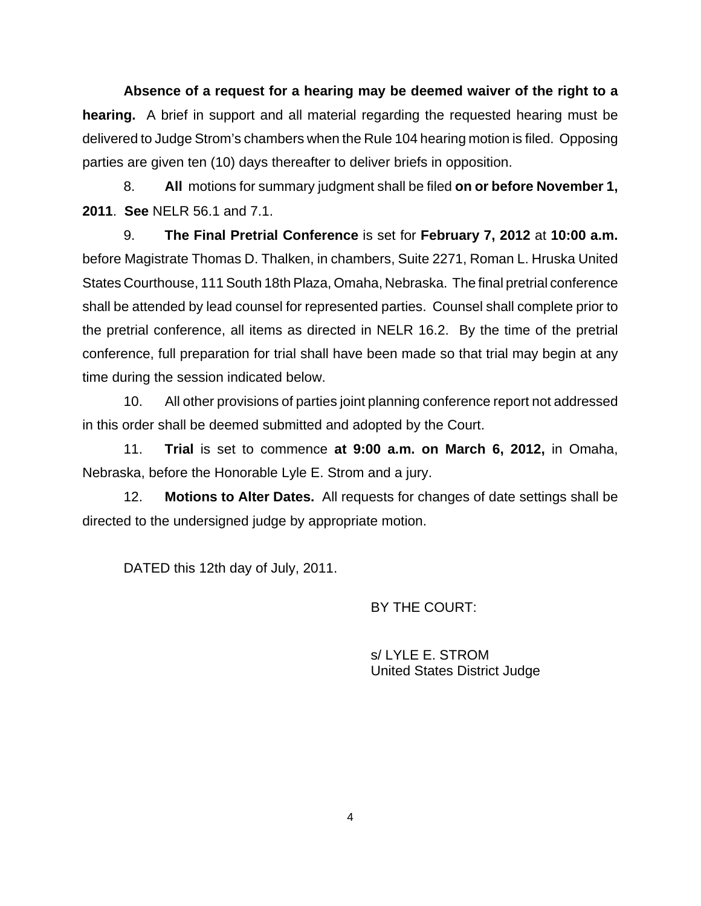**Absence of a request for a hearing may be deemed waiver of the right to a hearing.** A brief in support and all material regarding the requested hearing must be delivered to Judge Strom's chambers when the Rule 104 hearing motion is filed. Opposing parties are given ten (10) days thereafter to deliver briefs in opposition.

8. **All** motions for summary judgment shall be filed **on or before November 1, 2011**. **See** NELR 56.1 and 7.1.

9. **The Final Pretrial Conference** is set for **February 7, 2012** at **10:00 a.m.** before Magistrate Thomas D. Thalken, in chambers, Suite 2271, Roman L. Hruska United States Courthouse, 111 South 18th Plaza, Omaha, Nebraska. The final pretrial conference shall be attended by lead counsel for represented parties. Counsel shall complete prior to the pretrial conference, all items as directed in NELR 16.2. By the time of the pretrial conference, full preparation for trial shall have been made so that trial may begin at any time during the session indicated below.

10. All other provisions of parties joint planning conference report not addressed in this order shall be deemed submitted and adopted by the Court.

11. **Trial** is set to commence **at 9:00 a.m. on March 6, 2012,** in Omaha, Nebraska, before the Honorable Lyle E. Strom and a jury.

12. **Motions to Alter Dates.** All requests for changes of date settings shall be directed to the undersigned judge by appropriate motion.

DATED this 12th day of July, 2011.

BY THE COURT:

s/ LYLE E. STROM
United States District Judge